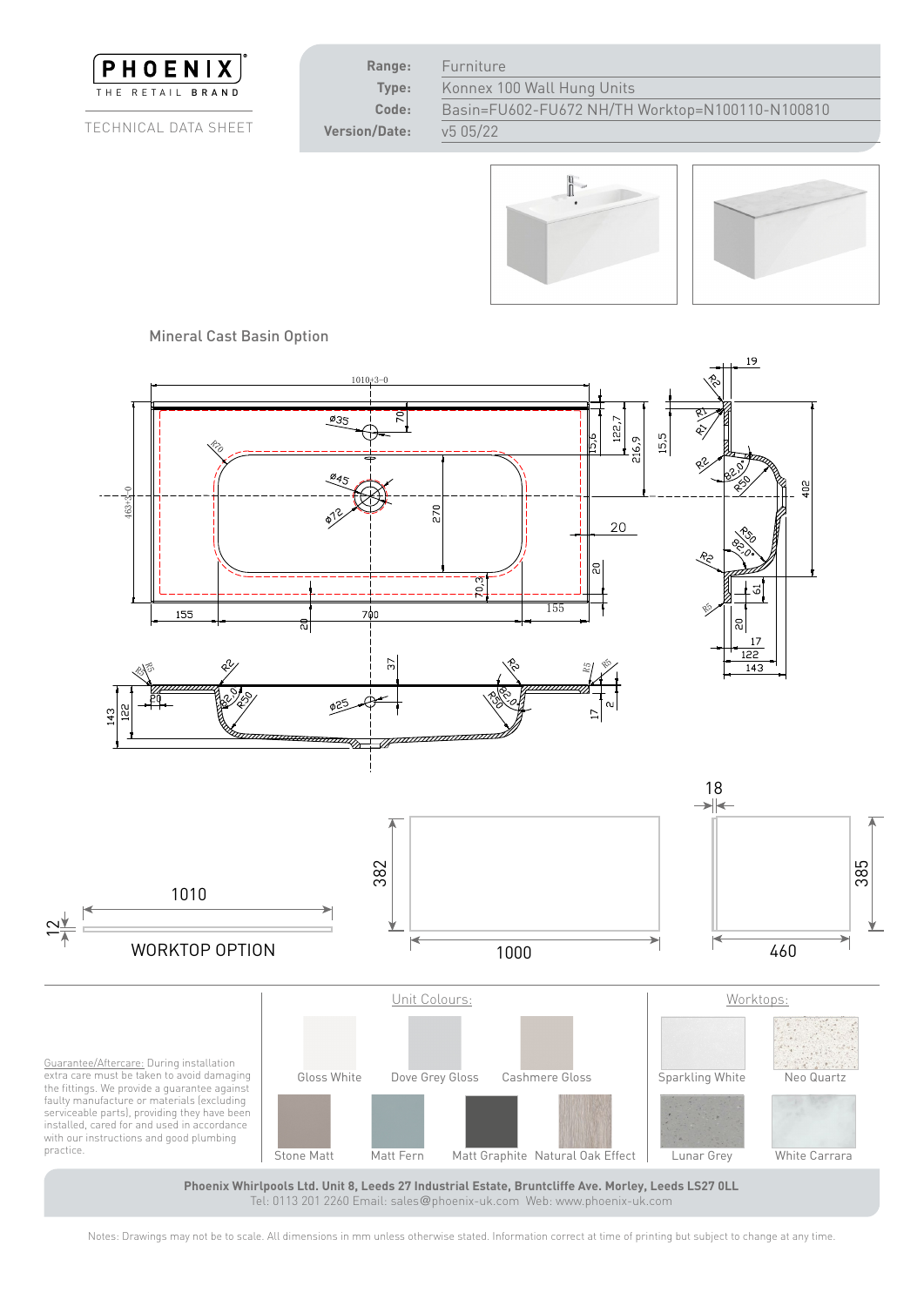**PHOENIX**
THE RETAIL BRAND

TECHNICAL DATA SHEET

| | |
|---|---|
| **Range:** | Furniture |
| **Type:** | Konnex 100 Wall Hung Units |
| **Code:** | Basin=FU602-FU672 NH/TH Worktop=N100110-N100810 |
| **Version/Date:** | v5 05/22 |

## Mineral Cast Basin Option

1010+3-0, 463+3-0, 155, 700, 155, 20, 270, 70, Ø35, Ø45, Ø72, R70, 70,3, 20, 15,6, 122,7, 216,9, 15,5, 19, R2, R1, R2, 82,0°, R50, 402, 61, 20, 17, 122, 143, R5, 37, Ø25, 143, 122, 20, 17, 2

1010

12

WORKTOP OPTION

382, 1000, 18, 385, 460

Unit Colours:

- Gloss White
- Dove Grey Gloss
- Cashmere Gloss
- Stone Matt
- Matt Fern
- Matt Graphite
- Natural Oak Effect

Worktops:

- Sparkling White
- Neo Quartz
- Lunar Grey
- White Carrara

Guarantee/Aftercare: During installation extra care must be taken to avoid damaging the fittings. We provide a guarantee against faulty manufacture or materials (excluding serviceable parts), providing they have been installed, cared for and used in accordance with our instructions and good plumbing practice.

**Phoenix Whirlpools Ltd. Unit 8, Leeds 27 Industrial Estate, Bruntcliffe Ave. Morley, Leeds LS27 0LL**
Tel: 0113 201 2260 Email: sales@phoenix-uk.com Web: www.phoenix-uk.com

Notes: Drawings may not be to scale. All dimensions in mm unless otherwise stated. Information correct at time of printing but subject to change at any time.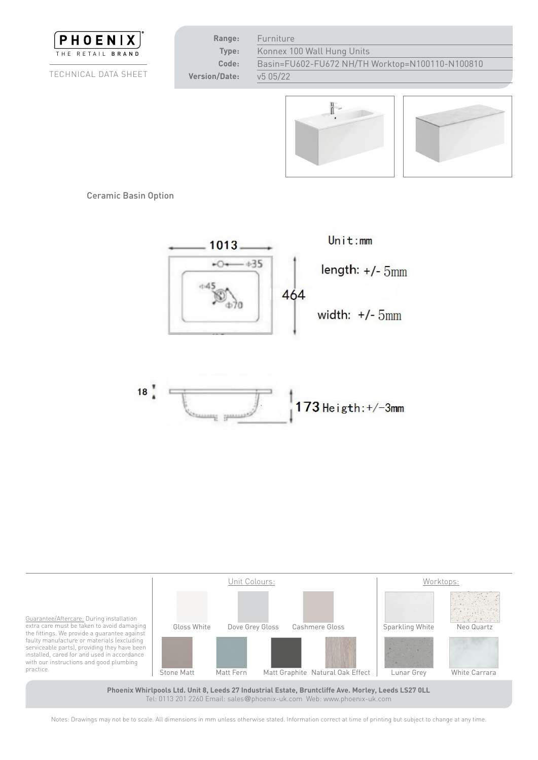| | |
|---|---|
| **Range:** | Furniture |
| **Type:** | Konnex 100 Wall Hung Units |
| **Code:** | Basin=FU602-FU672 NH/TH Worktop=N100110-N100810 |
| **Version/Date:** | v5 05/22 |

Ceramic Basin Option

1013

Φ35

Φ45

Φ70

464

Unit:mm

length: +/- 5mm

width: +/- 5mm

18

173 Heigth:+/-3mm

Guarantee/Aftercare: During installation extra care must be taken to avoid damaging the fittings. We provide a guarantee against faulty manufacture or materials (excluding serviceable parts), providing they have been installed, cared for and used in accordance with our instructions and good plumbing practice.

Unit Colours:

Gloss White, Dove Grey Gloss, Cashmere Gloss, Stone Matt, Matt Fern, Matt Graphite, Natural Oak Effect

Worktops:

Sparkling White, Neo Quartz, Lunar Grey, White Carrara

**Phoenix Whirlpools Ltd. Unit 8, Leeds 27 Industrial Estate, Bruntcliffe Ave. Morley, Leeds LS27 0LL**
Tel: 0113 201 2260 Email: sales@phoenix-uk.com Web: www.phoenix-uk.com

Notes: Drawings may not be to scale. All dimensions in mm unless otherwise stated. Information correct at time of printing but subject to change at any time.